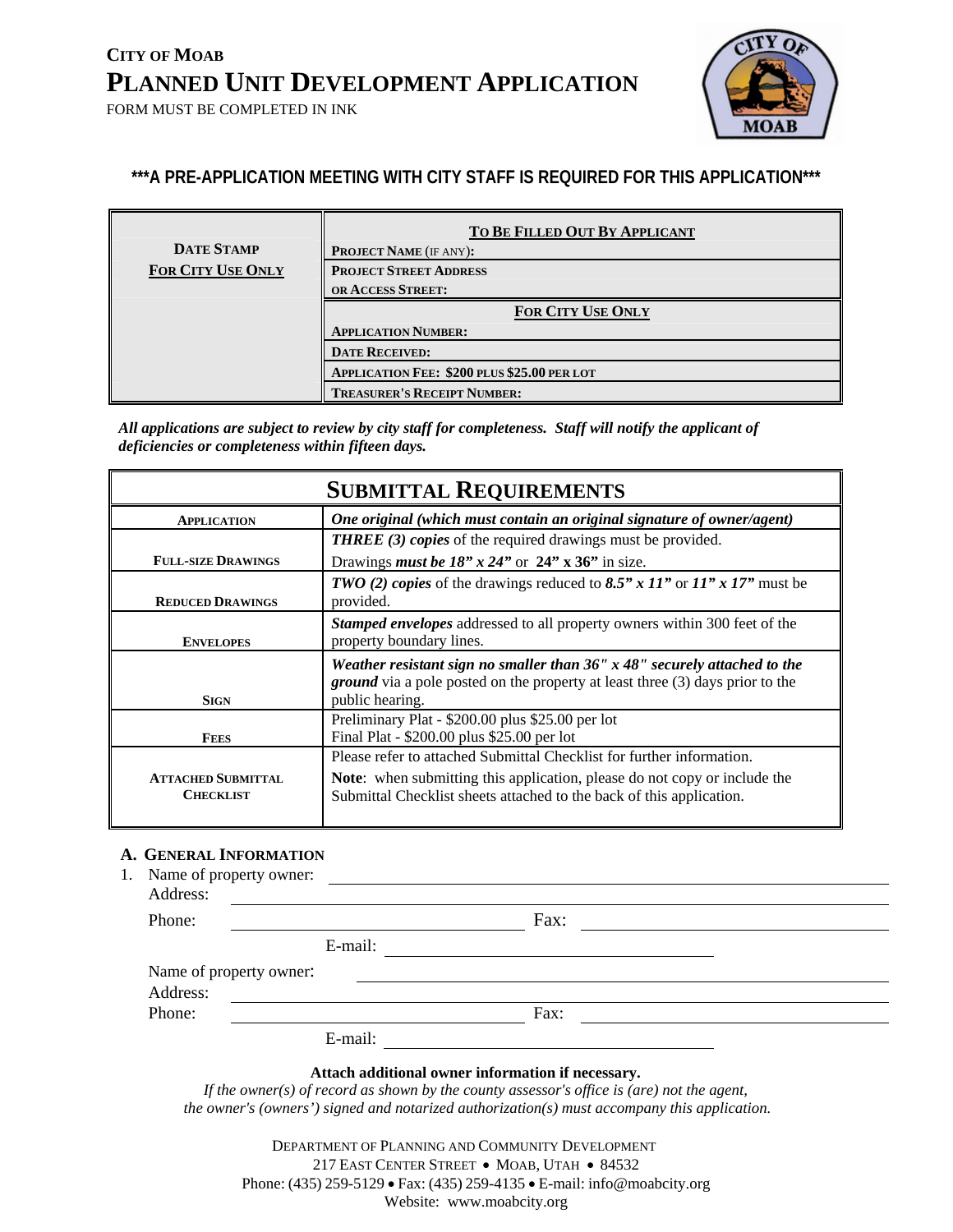# City of Moab
# Planned Unit Development Application

FORM MUST BE COMPLETED IN INK

**\*\*\*A PRE-APPLICATION MEETING WITH CITY STAFF IS REQUIRED FOR THIS APPLICATION\*\*\***

| Date Stamp For City Use Only | To Be Filled Out By Applicant |
|---|---|
| | **Project Name** (if any): |
| | **Project Street Address or Access Street:** |
| | **For City Use Only** |
| | **Application Number:** |
| | **Date Received:** |
| | **Application Fee: $200 plus $25.00 per lot** |
| | **Treasurer's Receipt Number:** |

***All applications are subject to review by city staff for completeness. Staff will notify the applicant of deficiencies or completeness within fifteen days.***

## Submittal Requirements

| | |
|---|---|
| **Application** | ***One original (which must contain an original signature of owner/agent)*** |
| **Full-size Drawings** | ***THREE (3) copies*** of the required drawings must be provided. Drawings ***must be 18" x 24"*** or **24" x 36"** in size. |
| **Reduced Drawings** | ***TWO (2) copies*** of the drawings reduced to ***8.5" x 11"*** or ***11" x 17"*** must be provided. |
| **Envelopes** | ***Stamped envelopes*** addressed to all property owners within 300 feet of the property boundary lines. |
| **Sign** | ***Weather resistant sign no smaller than 36" x 48" securely attached to the ground*** via a pole posted on the property at least three (3) days prior to the public hearing. |
| **Fees** | Preliminary Plat - $200.00 plus $25.00 per lot<br>Final Plat - $200.00 plus $25.00 per lot |
| **Attached Submittal Checklist** | Please refer to attached Submittal Checklist for further information.<br>**Note**: when submitting this application, please do not copy or include the Submittal Checklist sheets attached to the back of this application. |

### A. General Information

1. Name of property owner: \_\_\_\_\_\_\_\_\_\_\_\_\_\_\_\_\_\_\_\_
   Address: \_\_\_\_\_\_\_\_\_\_\_\_\_\_\_\_\_\_\_\_
   Phone: \_\_\_\_\_\_\_\_\_\_\_\_\_\_\_\_\_\_\_\_ Fax: \_\_\_\_\_\_\_\_\_\_\_\_\_\_\_\_\_\_\_\_
   E-mail: \_\_\_\_\_\_\_\_\_\_\_\_\_\_\_\_\_\_\_\_

   Name of property owner: \_\_\_\_\_\_\_\_\_\_\_\_\_\_\_\_\_\_\_\_
   Address: \_\_\_\_\_\_\_\_\_\_\_\_\_\_\_\_\_\_\_\_
   Phone: \_\_\_\_\_\_\_\_\_\_\_\_\_\_\_\_\_\_\_\_ Fax: \_\_\_\_\_\_\_\_\_\_\_\_\_\_\_\_\_\_\_\_
   E-mail: \_\_\_\_\_\_\_\_\_\_\_\_\_\_\_\_\_\_\_\_

**Attach additional owner information if necessary.**

*If the owner(s) of record as shown by the county assessor's office is (are) not the agent, the owner's (owners') signed and notarized authorization(s) must accompany this application.*

Department of Planning and Community Development
217 East Center Street • Moab, Utah • 84532
Phone: (435) 259-5129 • Fax: (435) 259-4135 • E-mail: info@moabcity.org
Website: www.moabcity.org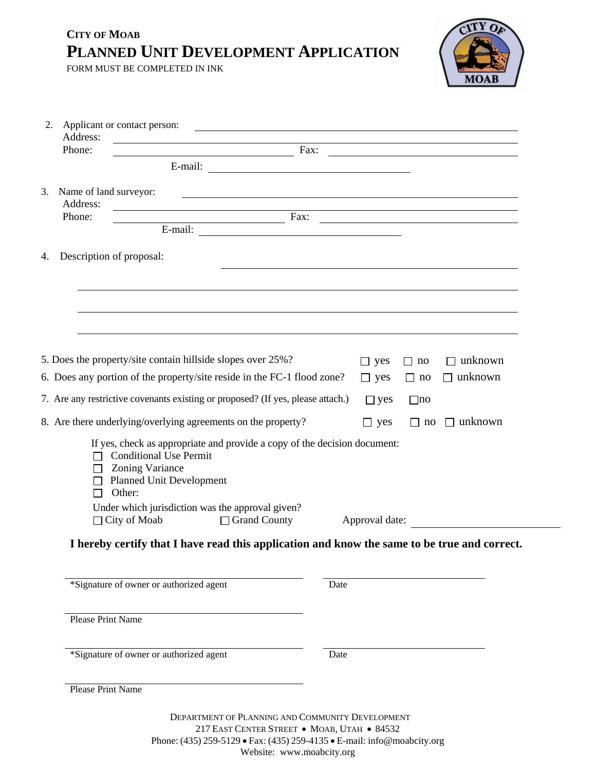CITY OF MOAB

# PLANNED UNIT DEVELOPMENT APPLICATION

FORM MUST BE COMPLETED IN INK

2. Applicant or contact person: ______________________
   Address: ______________________
   Phone: ______________ Fax: ______________
   E-mail: ______________________

3. Name of land surveyor: ______________________
   Address: ______________________
   Phone: ______________ Fax: ______________
   E-mail: ______________________

4. Description of proposal: ______________________

   ______________________

   ______________________

   ______________________

5. Does the property/site contain hillside slopes over 25%? ☐ yes ☐ no ☐ unknown

6. Does any portion of the property/site reside in the FC-1 flood zone? ☐ yes ☐ no ☐ unknown

7. Are any restrictive covenants existing or proposed? (If yes, please attach.) ☐ yes ☐ no

8. Are there underlying/overlying agreements on the property? ☐ yes ☐ no ☐ unknown

   If yes, check as appropriate and provide a copy of the decision document:
   - ☐ Conditional Use Permit
   - ☐ Zoning Variance
   - ☐ Planned Unit Development
   - ☐ Other:

   Under which jurisdiction was the approval given?
   ☐ City of Moab ☐ Grand County Approval date: ______________

**I hereby certify that I have read this application and know the same to be true and correct.**

______________________ ______________
*Signature of owner or authorized agent Date

______________________
Please Print Name

______________________ ______________
*Signature of owner or authorized agent Date

______________________
Please Print Name

DEPARTMENT OF PLANNING AND COMMUNITY DEVELOPMENT
217 EAST CENTER STREET • MOAB, UTAH • 84532
Phone: (435) 259-5129 • Fax: (435) 259-4135 • E-mail: info@moabcity.org
Website: www.moabcity.org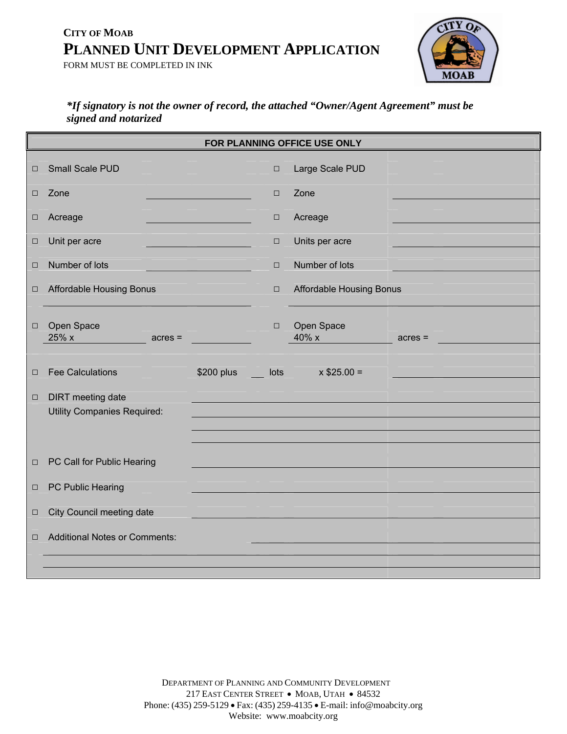**CITY OF MOAB**

# PLANNED UNIT DEVELOPMENT APPLICATION

FORM MUST BE COMPLETED IN INK

***If signatory is not the owner of record, the attached "Owner/Agent Agreement" must be signed and notarized***

**FOR PLANNING OFFICE USE ONLY**

| | | | |
|---|---|---|---|
| ☐ Small Scale PUD | | ☐ Large Scale PUD | |
| ☐ Zone | \_\_\_\_\_\_\_\_\_\_ | ☐ Zone | \_\_\_\_\_\_\_\_\_\_ |
| ☐ Acreage | \_\_\_\_\_\_\_\_\_\_ | ☐ Acreage | \_\_\_\_\_\_\_\_\_\_ |
| ☐ Unit per acre | \_\_\_\_\_\_\_\_\_\_ | ☐ Units per acre | \_\_\_\_\_\_\_\_\_\_ |
| ☐ Number of lots | \_\_\_\_\_\_\_\_\_\_ | ☐ Number of lots | \_\_\_\_\_\_\_\_\_\_ |
| ☐ Affordable Housing Bonus | \_\_\_\_\_\_\_\_\_\_ | ☐ Affordable Housing Bonus | \_\_\_\_\_\_\_\_\_\_ |
| ☐ Open Space 25% x \_\_\_\_\_\_ acres = | \_\_\_\_\_\_\_\_\_\_ | ☐ Open Space 40% x \_\_\_\_\_\_ acres = | \_\_\_\_\_\_\_\_\_\_ |

☐ Fee Calculations $200 plus \_\_\_ lots x $25.00 = \_\_\_\_\_\_\_\_\_\_

☐ DIRT meeting date \_\_\_\_\_\_\_\_\_\_

Utility Companies Required: \_\_\_\_\_\_\_\_\_\_

☐ PC Call for Public Hearing \_\_\_\_\_\_\_\_\_\_

☐ PC Public Hearing \_\_\_\_\_\_\_\_\_\_

☐ City Council meeting date \_\_\_\_\_\_\_\_\_\_

☐ Additional Notes or Comments: \_\_\_\_\_\_\_\_\_\_

DEPARTMENT OF PLANNING AND COMMUNITY DEVELOPMENT
217 EAST CENTER STREET • MOAB, UTAH • 84532
Phone: (435) 259-5129 • Fax: (435) 259-4135 • E-mail: info@moabcity.org
Website: www.moabcity.org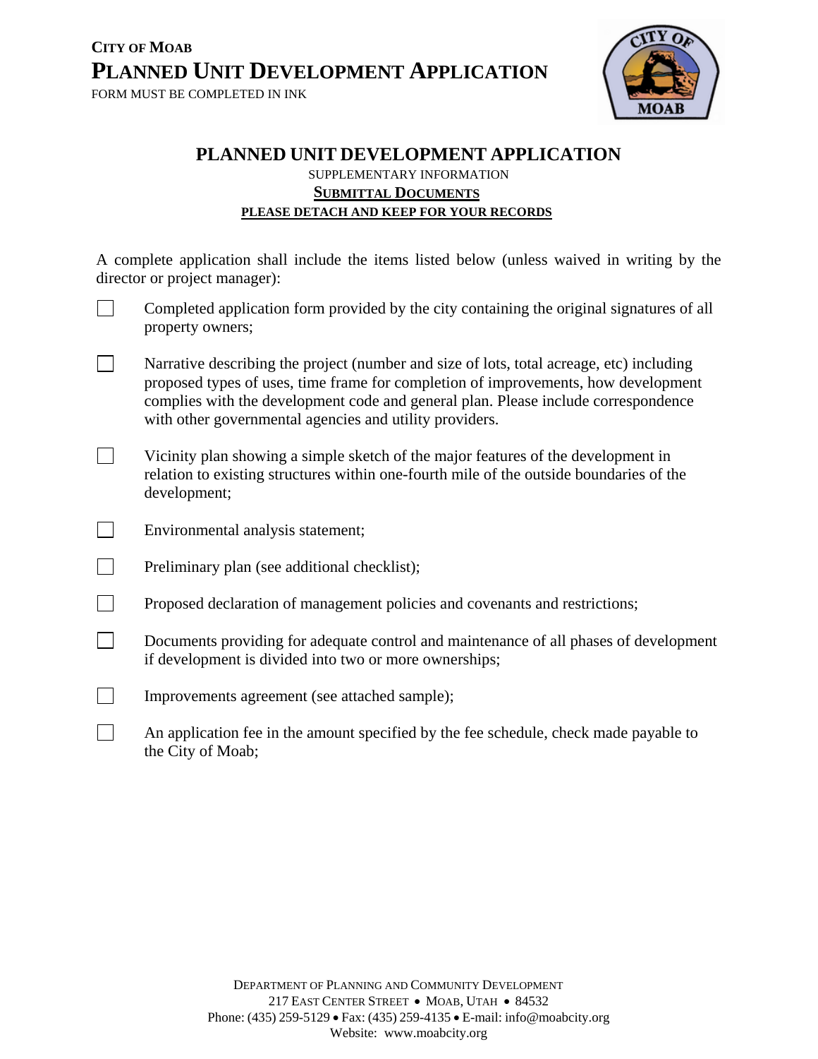**CITY OF MOAB**

# PLANNED UNIT DEVELOPMENT APPLICATION

FORM MUST BE COMPLETED IN INK

## PLANNED UNIT DEVELOPMENT APPLICATION

SUPPLEMENTARY INFORMATION

**SUBMITTAL DOCUMENTS**

**PLEASE DETACH AND KEEP FOR YOUR RECORDS**

A complete application shall include the items listed below (unless waived in writing by the director or project manager):

- ☐ Completed application form provided by the city containing the original signatures of all property owners;
- ☐ Narrative describing the project (number and size of lots, total acreage, etc) including proposed types of uses, time frame for completion of improvements, how development complies with the development code and general plan. Please include correspondence with other governmental agencies and utility providers.
- ☐ Vicinity plan showing a simple sketch of the major features of the development in relation to existing structures within one-fourth mile of the outside boundaries of the development;
- ☐ Environmental analysis statement;
- ☐ Preliminary plan (see additional checklist);
- ☐ Proposed declaration of management policies and covenants and restrictions;
- ☐ Documents providing for adequate control and maintenance of all phases of development if development is divided into two or more ownerships;
- ☐ Improvements agreement (see attached sample);
- ☐ An application fee in the amount specified by the fee schedule, check made payable to the City of Moab;

DEPARTMENT OF PLANNING AND COMMUNITY DEVELOPMENT
217 EAST CENTER STREET • MOAB, UTAH • 84532
Phone: (435) 259-5129 • Fax: (435) 259-4135 • E-mail: info@moabcity.org
Website: www.moabcity.org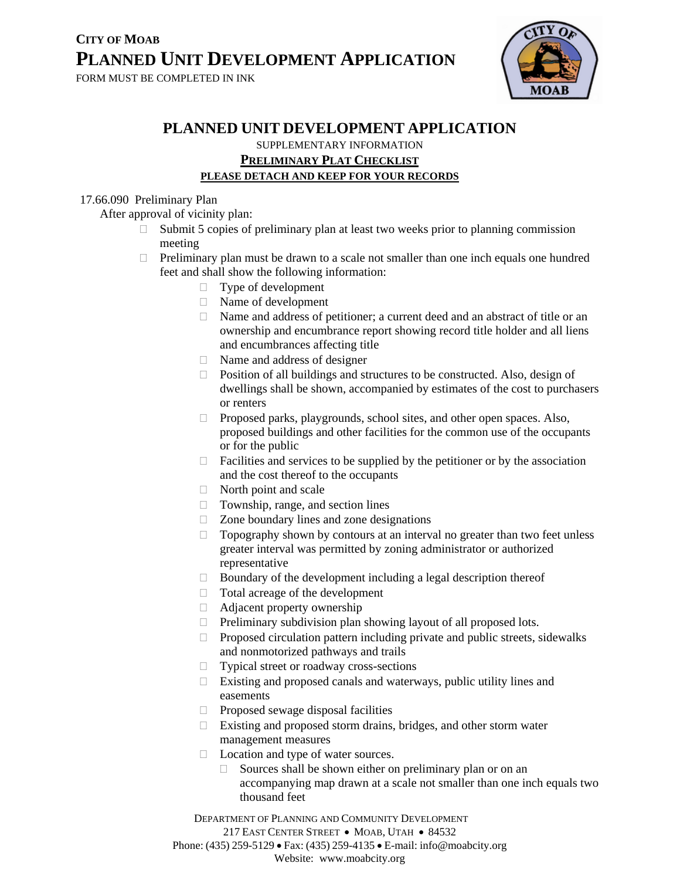CITY OF MOAB

# PLANNED UNIT DEVELOPMENT APPLICATION

FORM MUST BE COMPLETED IN INK

## PLANNED UNIT DEVELOPMENT APPLICATION

SUPPLEMENTARY INFORMATION

**PRELIMINARY PLAT CHECKLIST**

**PLEASE DETACH AND KEEP FOR YOUR RECORDS**

17.66.090 Preliminary Plan

After approval of vicinity plan:

- ☐ Submit 5 copies of preliminary plan at least two weeks prior to planning commission meeting
- ☐ Preliminary plan must be drawn to a scale not smaller than one inch equals one hundred feet and shall show the following information:
  - ☐ Type of development
  - ☐ Name of development
  - ☐ Name and address of petitioner; a current deed and an abstract of title or an ownership and encumbrance report showing record title holder and all liens and encumbrances affecting title
  - ☐ Name and address of designer
  - ☐ Position of all buildings and structures to be constructed. Also, design of dwellings shall be shown, accompanied by estimates of the cost to purchasers or renters
  - ☐ Proposed parks, playgrounds, school sites, and other open spaces. Also, proposed buildings and other facilities for the common use of the occupants or for the public
  - ☐ Facilities and services to be supplied by the petitioner or by the association and the cost thereof to the occupants
  - ☐ North point and scale
  - ☐ Township, range, and section lines
  - ☐ Zone boundary lines and zone designations
  - ☐ Topography shown by contours at an interval no greater than two feet unless greater interval was permitted by zoning administrator or authorized representative
  - ☐ Boundary of the development including a legal description thereof
  - ☐ Total acreage of the development
  - ☐ Adjacent property ownership
  - ☐ Preliminary subdivision plan showing layout of all proposed lots.
  - ☐ Proposed circulation pattern including private and public streets, sidewalks and nonmotorized pathways and trails
  - ☐ Typical street or roadway cross-sections
  - ☐ Existing and proposed canals and waterways, public utility lines and easements
  - ☐ Proposed sewage disposal facilities
  - ☐ Existing and proposed storm drains, bridges, and other storm water management measures
  - ☐ Location and type of water sources.
    - ☐ Sources shall be shown either on preliminary plan or on an accompanying map drawn at a scale not smaller than one inch equals two thousand feet

DEPARTMENT OF PLANNING AND COMMUNITY DEVELOPMENT
217 EAST CENTER STREET • MOAB, UTAH • 84532
Phone: (435) 259-5129 • Fax: (435) 259-4135 • E-mail: info@moabcity.org
Website: www.moabcity.org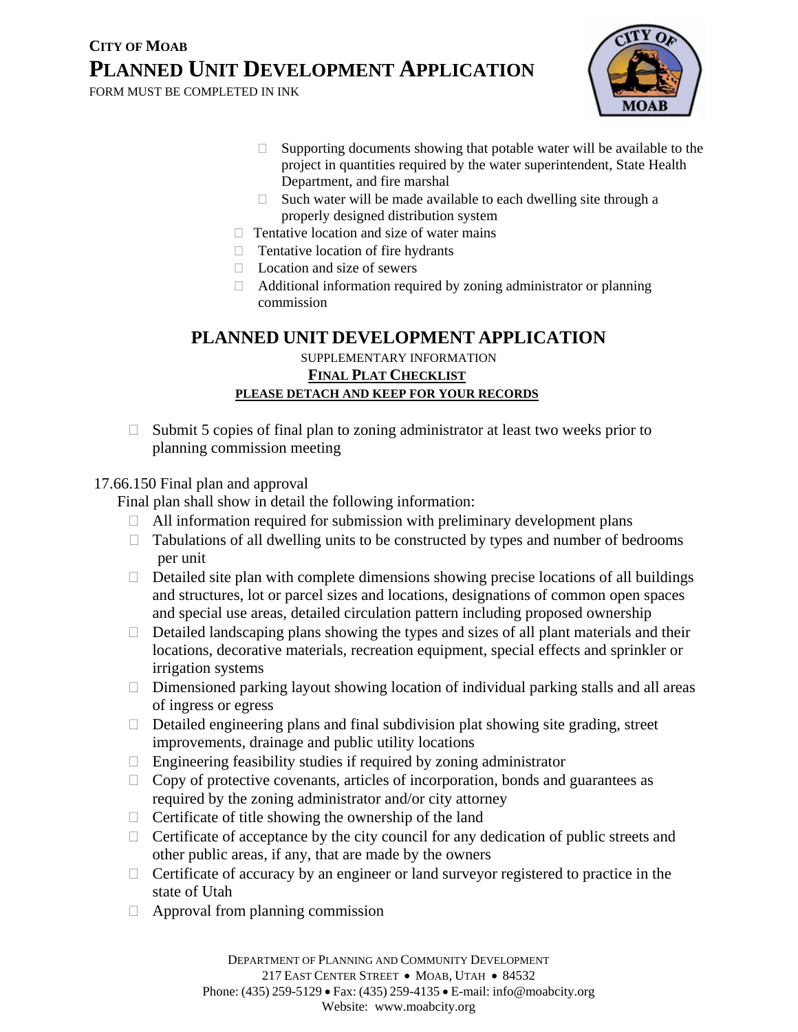# CITY OF MOAB
# PLANNED UNIT DEVELOPMENT APPLICATION

FORM MUST BE COMPLETED IN INK

- ☐ Supporting documents showing that potable water will be available to the project in quantities required by the water superintendent, State Health Department, and fire marshal
- ☐ Such water will be made available to each dwelling site through a properly designed distribution system

- ☐ Tentative location and size of water mains
- ☐ Tentative location of fire hydrants
- ☐ Location and size of sewers
- ☐ Additional information required by zoning administrator or planning commission

## PLANNED UNIT DEVELOPMENT APPLICATION

SUPPLEMENTARY INFORMATION

**FINAL PLAT CHECKLIST**

**PLEASE DETACH AND KEEP FOR YOUR RECORDS**

- ☐ Submit 5 copies of final plan to zoning administrator at least two weeks prior to planning commission meeting

17.66.150 Final plan and approval

Final plan shall show in detail the following information:

- ☐ All information required for submission with preliminary development plans
- ☐ Tabulations of all dwelling units to be constructed by types and number of bedrooms per unit
- ☐ Detailed site plan with complete dimensions showing precise locations of all buildings and structures, lot or parcel sizes and locations, designations of common open spaces and special use areas, detailed circulation pattern including proposed ownership
- ☐ Detailed landscaping plans showing the types and sizes of all plant materials and their locations, decorative materials, recreation equipment, special effects and sprinkler or irrigation systems
- ☐ Dimensioned parking layout showing location of individual parking stalls and all areas of ingress or egress
- ☐ Detailed engineering plans and final subdivision plat showing site grading, street improvements, drainage and public utility locations
- ☐ Engineering feasibility studies if required by zoning administrator
- ☐ Copy of protective covenants, articles of incorporation, bonds and guarantees as required by the zoning administrator and/or city attorney
- ☐ Certificate of title showing the ownership of the land
- ☐ Certificate of acceptance by the city council for any dedication of public streets and other public areas, if any, that are made by the owners
- ☐ Certificate of accuracy by an engineer or land surveyor registered to practice in the state of Utah
- ☐ Approval from planning commission

DEPARTMENT OF PLANNING AND COMMUNITY DEVELOPMENT
217 EAST CENTER STREET • MOAB, UTAH • 84532
Phone: (435) 259-5129 • Fax: (435) 259-4135 • E-mail: info@moabcity.org
Website: www.moabcity.org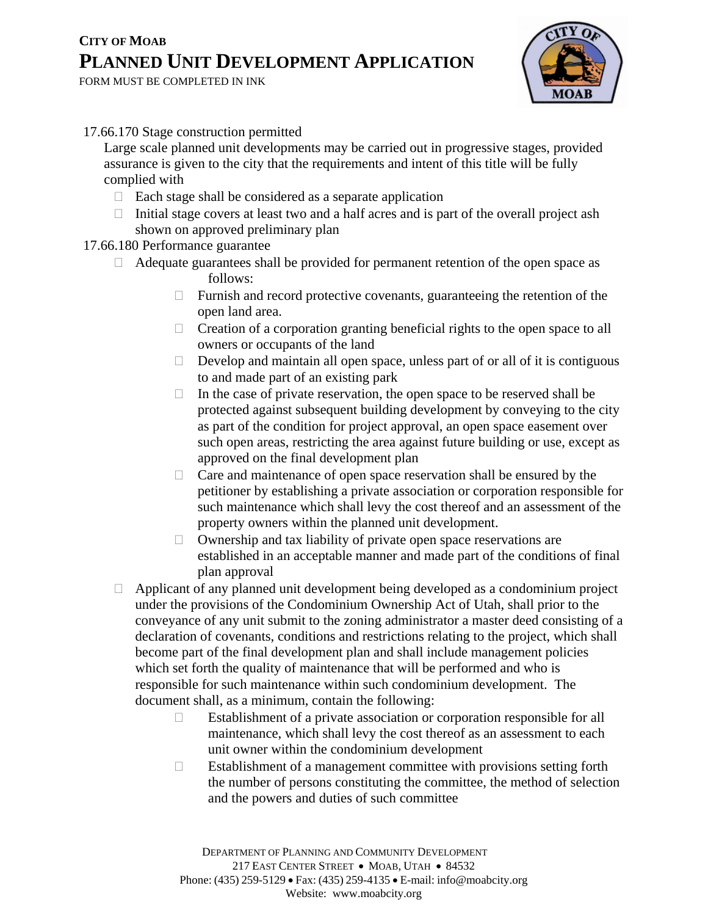**CITY OF MOAB**

# PLANNED UNIT DEVELOPMENT APPLICATION

FORM MUST BE COMPLETED IN INK

17.66.170 Stage construction permitted

Large scale planned unit developments may be carried out in progressive stages, provided assurance is given to the city that the requirements and intent of this title will be fully complied with

- Each stage shall be considered as a separate application
- Initial stage covers at least two and a half acres and is part of the overall project ash shown on approved preliminary plan

17.66.180 Performance guarantee

- Adequate guarantees shall be provided for permanent retention of the open space as follows:
  - Furnish and record protective covenants, guaranteeing the retention of the open land area.
  - Creation of a corporation granting beneficial rights to the open space to all owners or occupants of the land
  - Develop and maintain all open space, unless part of or all of it is contiguous to and made part of an existing park
  - In the case of private reservation, the open space to be reserved shall be protected against subsequent building development by conveying to the city as part of the condition for project approval, an open space easement over such open areas, restricting the area against future building or use, except as approved on the final development plan
  - Care and maintenance of open space reservation shall be ensured by the petitioner by establishing a private association or corporation responsible for such maintenance which shall levy the cost thereof and an assessment of the property owners within the planned unit development.
  - Ownership and tax liability of private open space reservations are established in an acceptable manner and made part of the conditions of final plan approval
- Applicant of any planned unit development being developed as a condominium project under the provisions of the Condominium Ownership Act of Utah, shall prior to the conveyance of any unit submit to the zoning administrator a master deed consisting of a declaration of covenants, conditions and restrictions relating to the project, which shall become part of the final development plan and shall include management policies which set forth the quality of maintenance that will be performed and who is responsible for such maintenance within such condominium development. The document shall, as a minimum, contain the following:
  - Establishment of a private association or corporation responsible for all maintenance, which shall levy the cost thereof as an assessment to each unit owner within the condominium development
  - Establishment of a management committee with provisions setting forth the number of persons constituting the committee, the method of selection and the powers and duties of such committee

DEPARTMENT OF PLANNING AND COMMUNITY DEVELOPMENT
217 EAST CENTER STREET • MOAB, UTAH • 84532
Phone: (435) 259-5129 • Fax: (435) 259-4135 • E-mail: info@moabcity.org
Website: www.moabcity.org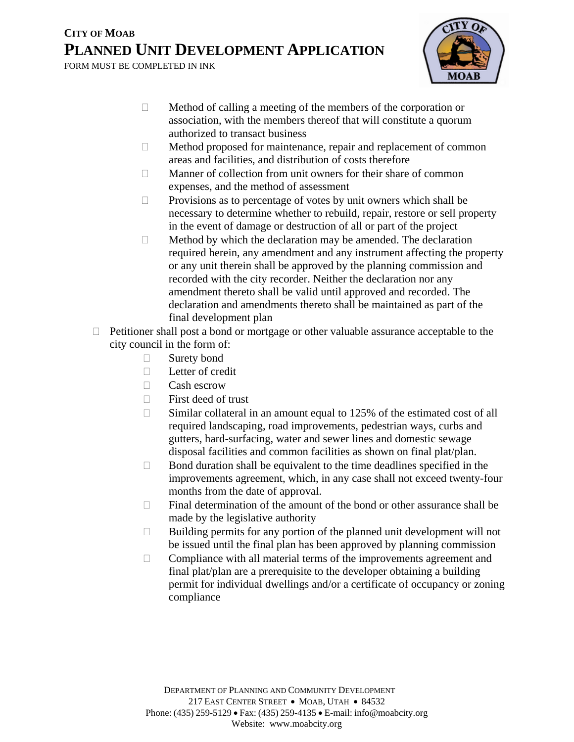- ☐ Method of calling a meeting of the members of the corporation or association, with the members thereof that will constitute a quorum authorized to transact business
- ☐ Method proposed for maintenance, repair and replacement of common areas and facilities, and distribution of costs therefore
- ☐ Manner of collection from unit owners for their share of common expenses, and the method of assessment
- ☐ Provisions as to percentage of votes by unit owners which shall be necessary to determine whether to rebuild, repair, restore or sell property in the event of damage or destruction of all or part of the project
- ☐ Method by which the declaration may be amended. The declaration required herein, any amendment and any instrument affecting the property or any unit therein shall be approved by the planning commission and recorded with the city recorder. Neither the declaration nor any amendment thereto shall be valid until approved and recorded. The declaration and amendments thereto shall be maintained as part of the final development plan

☐ Petitioner shall post a bond or mortgage or other valuable assurance acceptable to the city council in the form of:

- ☐ Surety bond
- ☐ Letter of credit
- ☐ Cash escrow
- ☐ First deed of trust
- ☐ Similar collateral in an amount equal to 125% of the estimated cost of all required landscaping, road improvements, pedestrian ways, curbs and gutters, hard-surfacing, water and sewer lines and domestic sewage disposal facilities and common facilities as shown on final plat/plan.
- ☐ Bond duration shall be equivalent to the time deadlines specified in the improvements agreement, which, in any case shall not exceed twenty-four months from the date of approval.
- ☐ Final determination of the amount of the bond or other assurance shall be made by the legislative authority
- ☐ Building permits for any portion of the planned unit development will not be issued until the final plan has been approved by planning commission
- ☐ Compliance with all material terms of the improvements agreement and final plat/plan are a prerequisite to the developer obtaining a building permit for individual dwellings and/or a certificate of occupancy or zoning compliance